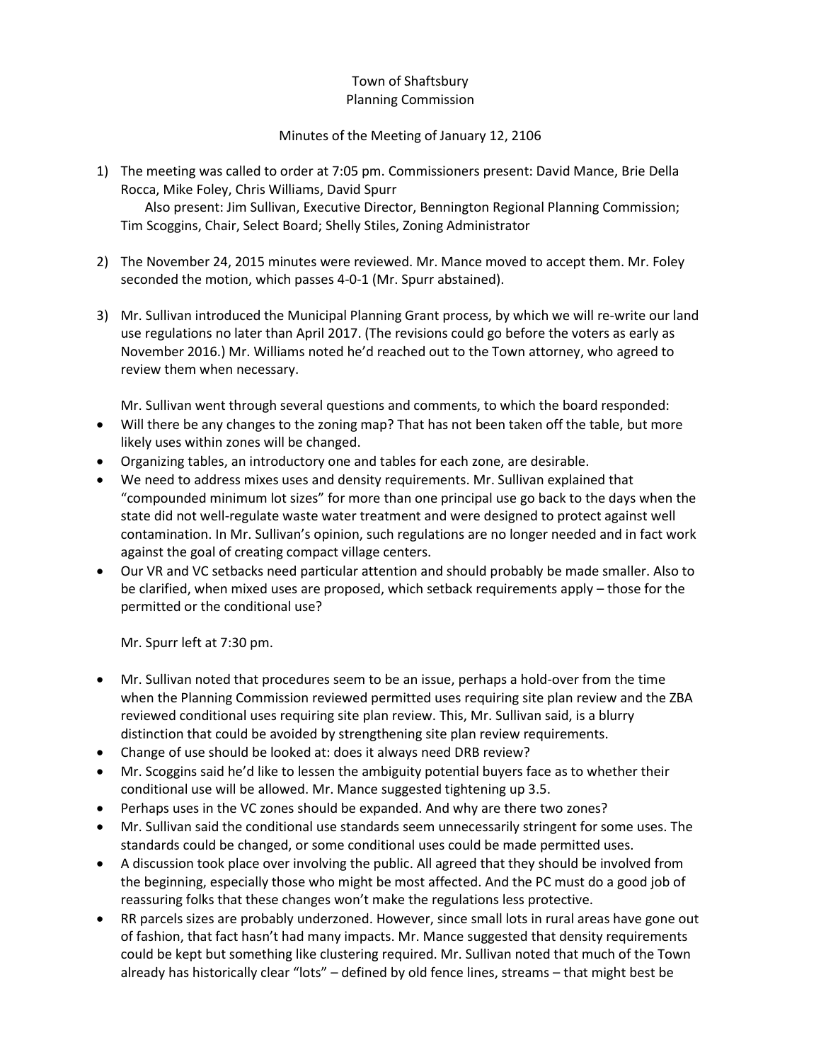Town of Shaftsbury
Planning Commission

Minutes of the Meeting of January 12, 2106

1) The meeting was called to order at 7:05 pm. Commissioners present: David Mance, Brie Della Rocca, Mike Foley, Chris Williams, David Spurr
   Also present: Jim Sullivan, Executive Director, Bennington Regional Planning Commission; Tim Scoggins, Chair, Select Board; Shelly Stiles, Zoning Administrator

2) The November 24, 2015 minutes were reviewed. Mr. Mance moved to accept them. Mr. Foley seconded the motion, which passes 4-0-1 (Mr. Spurr abstained).

3) Mr. Sullivan introduced the Municipal Planning Grant process, by which we will re-write our land use regulations no later than April 2017. (The revisions could go before the voters as early as November 2016.) Mr. Williams noted he'd reached out to the Town attorney, who agreed to review them when necessary.

   Mr. Sullivan went through several questions and comments, to which the board responded:

- Will there be any changes to the zoning map? That has not been taken off the table, but more likely uses within zones will be changed.
- Organizing tables, an introductory one and tables for each zone, are desirable.
- We need to address mixes uses and density requirements. Mr. Sullivan explained that "compounded minimum lot sizes" for more than one principal use go back to the days when the state did not well-regulate waste water treatment and were designed to protect against well contamination. In Mr. Sullivan's opinion, such regulations are no longer needed and in fact work against the goal of creating compact village centers.
- Our VR and VC setbacks need particular attention and should probably be made smaller. Also to be clarified, when mixed uses are proposed, which setback requirements apply – those for the permitted or the conditional use?

   Mr. Spurr left at 7:30 pm.

- Mr. Sullivan noted that procedures seem to be an issue, perhaps a hold-over from the time when the Planning Commission reviewed permitted uses requiring site plan review and the ZBA reviewed conditional uses requiring site plan review. This, Mr. Sullivan said, is a blurry distinction that could be avoided by strengthening site plan review requirements.
- Change of use should be looked at: does it always need DRB review?
- Mr. Scoggins said he'd like to lessen the ambiguity potential buyers face as to whether their conditional use will be allowed. Mr. Mance suggested tightening up 3.5.
- Perhaps uses in the VC zones should be expanded. And why are there two zones?
- Mr. Sullivan said the conditional use standards seem unnecessarily stringent for some uses. The standards could be changed, or some conditional uses could be made permitted uses.
- A discussion took place over involving the public. All agreed that they should be involved from the beginning, especially those who might be most affected. And the PC must do a good job of reassuring folks that these changes won't make the regulations less protective.
- RR parcels sizes are probably underzoned. However, since small lots in rural areas have gone out of fashion, that fact hasn't had many impacts. Mr. Mance suggested that density requirements could be kept but something like clustering required. Mr. Sullivan noted that much of the Town already has historically clear "lots" – defined by old fence lines, streams – that might best be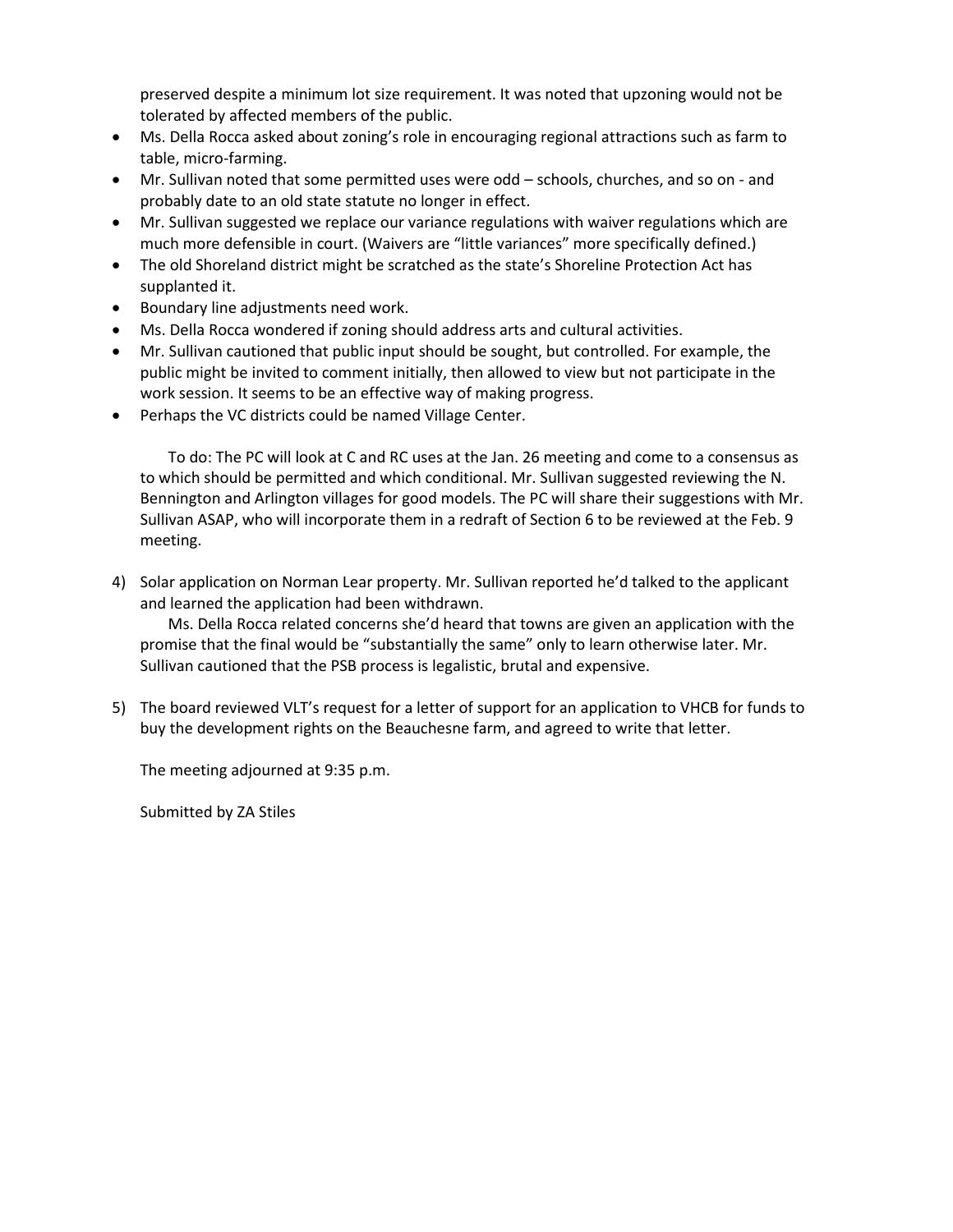preserved despite a minimum lot size requirement. It was noted that upzoning would not be tolerated by affected members of the public.

- Ms. Della Rocca asked about zoning's role in encouraging regional attractions such as farm to table, micro-farming.
- Mr. Sullivan noted that some permitted uses were odd – schools, churches, and so on - and probably date to an old state statute no longer in effect.
- Mr. Sullivan suggested we replace our variance regulations with waiver regulations which are much more defensible in court. (Waivers are "little variances" more specifically defined.)
- The old Shoreland district might be scratched as the state's Shoreline Protection Act has supplanted it.
- Boundary line adjustments need work.
- Ms. Della Rocca wondered if zoning should address arts and cultural activities.
- Mr. Sullivan cautioned that public input should be sought, but controlled. For example, the public might be invited to comment initially, then allowed to view but not participate in the work session. It seems to be an effective way of making progress.
- Perhaps the VC districts could be named Village Center.

To do: The PC will look at C and RC uses at the Jan. 26 meeting and come to a consensus as to which should be permitted and which conditional. Mr. Sullivan suggested reviewing the N. Bennington and Arlington villages for good models. The PC will share their suggestions with Mr. Sullivan ASAP, who will incorporate them in a redraft of Section 6 to be reviewed at the Feb. 9 meeting.

4) Solar application on Norman Lear property. Mr. Sullivan reported he'd talked to the applicant and learned the application had been withdrawn.

   Ms. Della Rocca related concerns she'd heard that towns are given an application with the promise that the final would be "substantially the same" only to learn otherwise later. Mr. Sullivan cautioned that the PSB process is legalistic, brutal and expensive.

5) The board reviewed VLT's request for a letter of support for an application to VHCB for funds to buy the development rights on the Beauchesne farm, and agreed to write that letter.

The meeting adjourned at 9:35 p.m.

Submitted by ZA Stiles